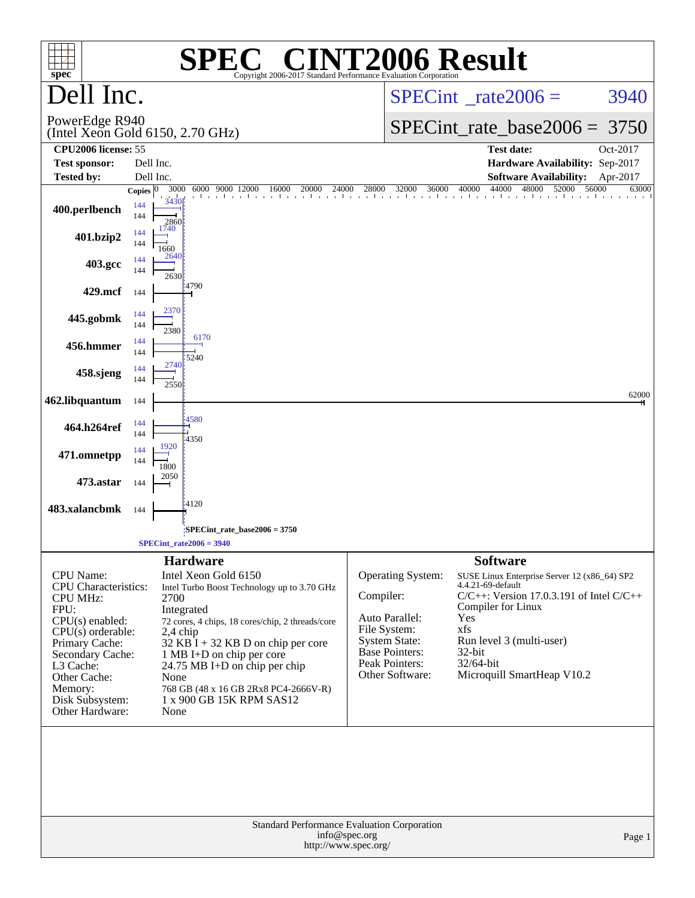# SPEC CINT2006 Result

Copyright 2006-2017 Standard Performance Evaluation Corporation

## Dell Inc.

PowerEdge R940
(Intel Xeon Gold 6150, 2.70 GHz)

SPECint_rate2006 = 3940

SPECint_rate_base2006 = 3750

| | | | |
|---|---|---|---|
| **CPU2006 license:** | 55 | **Test date:** | Oct-2017 |
| **Test sponsor:** | Dell Inc. | **Hardware Availability:** | Sep-2017 |
| **Tested by:** | Dell Inc. | **Software Availability:** | Apr-2017 |

| Benchmark | Copies (peak) | Copies (base) | Peak | Base |
|---|---|---|---|---|
| 400.perlbench | 144 | 144 | 3430 | 2860 |
| 401.bzip2 | 144 | 144 | 1740 | 1660 |
| 403.gcc | 144 | 144 | 2640 | 2630 |
| 429.mcf | | 144 | | 4790 |
| 445.gobmk | 144 | 144 | 2370 | 2380 |
| 456.hmmer | 144 | 144 | 6170 | 5240 |
| 458.sjeng | 144 | 144 | 2740 | 2550 |
| 462.libquantum | | 144 | | 62000 |
| 464.h264ref | 144 | 144 | 4580 | 4350 |
| 471.omnetpp | 144 | 144 | 1920 | 1800 |
| 473.astar | | 144 | | 2050 |
| 483.xalancbmk | | 144 | | 4120 |

SPECint_rate_base2006 = 3750

SPECint_rate2006 = 3940

### Hardware

| | |
|---|---|
| CPU Name: | Intel Xeon Gold 6150 |
| CPU Characteristics: | Intel Turbo Boost Technology up to 3.70 GHz |
| CPU MHz: | 2700 |
| FPU: | Integrated |
| CPU(s) enabled: | 72 cores, 4 chips, 18 cores/chip, 2 threads/core |
| CPU(s) orderable: | 2,4 chip |
| Primary Cache: | 32 KB I + 32 KB D on chip per core |
| Secondary Cache: | 1 MB I+D on chip per core |
| L3 Cache: | 24.75 MB I+D on chip per chip |
| Other Cache: | None |
| Memory: | 768 GB (48 x 16 GB 2Rx8 PC4-2666V-R) |
| Disk Subsystem: | 1 x 900 GB 15K RPM SAS12 |
| Other Hardware: | None |

### Software

| | |
|---|---|
| Operating System: | SUSE Linux Enterprise Server 12 (x86_64) SP2 4.4.21-69-default |
| Compiler: | C/C++: Version 17.0.3.191 of Intel C/C++ Compiler for Linux |
| Auto Parallel: | Yes |
| File System: | xfs |
| System State: | Run level 3 (multi-user) |
| Base Pointers: | 32-bit |
| Peak Pointers: | 32/64-bit |
| Other Software: | Microquill SmartHeap V10.2 |

Standard Performance Evaluation Corporation
info@spec.org
http://www.spec.org/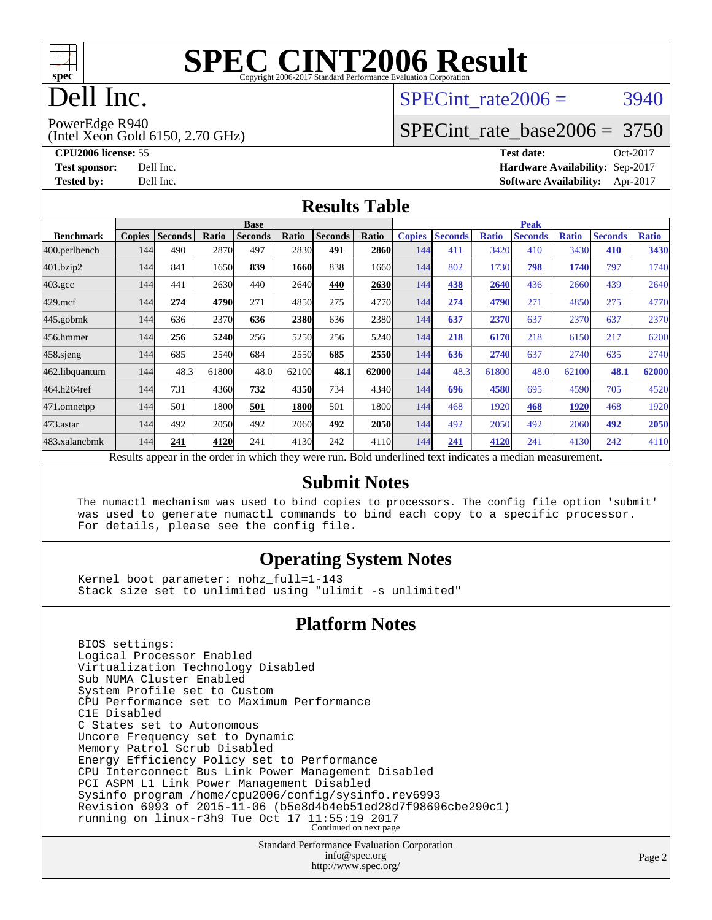# SPEC CINT2006 Result

Copyright 2006-2017 Standard Performance Evaluation Corporation

# Dell Inc.

PowerEdge R940
(Intel Xeon Gold 6150, 2.70 GHz)

SPECint_rate2006 = 3940

SPECint_rate_base2006 = 3750

**CPU2006 license:** 55
**Test sponsor:** Dell Inc.
**Tested by:** Dell Inc.

**Test date:** Oct-2017
**Hardware Availability:** Sep-2017
**Software Availability:** Apr-2017

## Results Table

| Benchmark | Base | | | | | | | Peak | | | | | | |
|---|---|---|---|---|---|---|---|---|---|---|---|---|---|---|
| | Copies | Seconds | Ratio | Seconds | Ratio | Seconds | Ratio | Copies | Seconds | Ratio | Seconds | Ratio | Seconds | Ratio |
| 400.perlbench | 144 | 490 | 2870 | 497 | 2830 | **491** | **2860** | 144 | 411 | 3420 | 410 | 3430 | **410** | **3430** |
| 401.bzip2 | 144 | 841 | 1650 | **839** | **1660** | 838 | 1660 | 144 | 802 | 1730 | **798** | **1740** | 797 | 1740 |
| 403.gcc | 144 | 441 | 2630 | 440 | 2640 | **440** | **2630** | 144 | **438** | **2640** | 436 | 2660 | 439 | 2640 |
| 429.mcf | 144 | **274** | **4790** | 271 | 4850 | 275 | 4770 | 144 | **274** | **4790** | 271 | 4850 | 275 | 4770 |
| 445.gobmk | 144 | 636 | 2370 | **636** | **2380** | 636 | 2380 | 144 | **637** | **2370** | 637 | 2370 | 637 | 2370 |
| 456.hmmer | 144 | **256** | **5240** | 256 | 5250 | 256 | 5240 | 144 | **218** | **6170** | 218 | 6150 | 217 | 6200 |
| 458.sjeng | 144 | 685 | 2540 | 684 | 2550 | **685** | **2550** | 144 | **636** | **2740** | 637 | 2740 | 635 | 2740 |
| 462.libquantum | 144 | 48.3 | 61800 | 48.0 | 62100 | **48.1** | **62000** | 144 | 48.3 | 61800 | 48.0 | 62100 | **48.1** | **62000** |
| 464.h264ref | 144 | 731 | 4360 | **732** | **4350** | 734 | 4340 | 144 | **696** | **4580** | 695 | 4590 | 705 | 4520 |
| 471.omnetpp | 144 | 501 | 1800 | **501** | **1800** | 501 | 1800 | 144 | 468 | 1920 | **468** | **1920** | 468 | 1920 |
| 473.astar | 144 | 492 | 2050 | 492 | 2060 | **492** | **2050** | 144 | 492 | 2050 | 492 | 2060 | **492** | **2050** |
| 483.xalancbmk | 144 | **241** | **4120** | 241 | 4130 | 242 | 4110 | 144 | **241** | **4120** | 241 | 4130 | 242 | 4110 |

Results appear in the order in which they were run. Bold underlined text indicates a median measurement.

## Submit Notes

```
The numactl mechanism was used to bind copies to processors. The config file option 'submit'
was used to generate numactl commands to bind each copy to a specific processor.
For details, please see the config file.
```

## Operating System Notes

```
Kernel boot parameter: nohz_full=1-143
Stack size set to unlimited using "ulimit -s unlimited"
```

## Platform Notes

```
BIOS settings:
Logical Processor Enabled
Virtualization Technology Disabled
Sub NUMA Cluster Enabled
System Profile set to Custom
CPU Performance set to Maximum Performance
C1E Disabled
C States set to Autonomous
Uncore Frequency set to Dynamic
Memory Patrol Scrub Disabled
Energy Efficiency Policy set to Performance
CPU Interconnect Bus Link Power Management Disabled
PCI ASPM L1 Link Power Management Disabled
Sysinfo program /home/cpu2006/config/sysinfo.rev6993
Revision 6993 of 2015-11-06 (b5e8d4b4eb51ed28d7f98696cbe290c1)
running on linux-r3h9 Tue Oct 17 11:55:19 2017
```

Continued on next page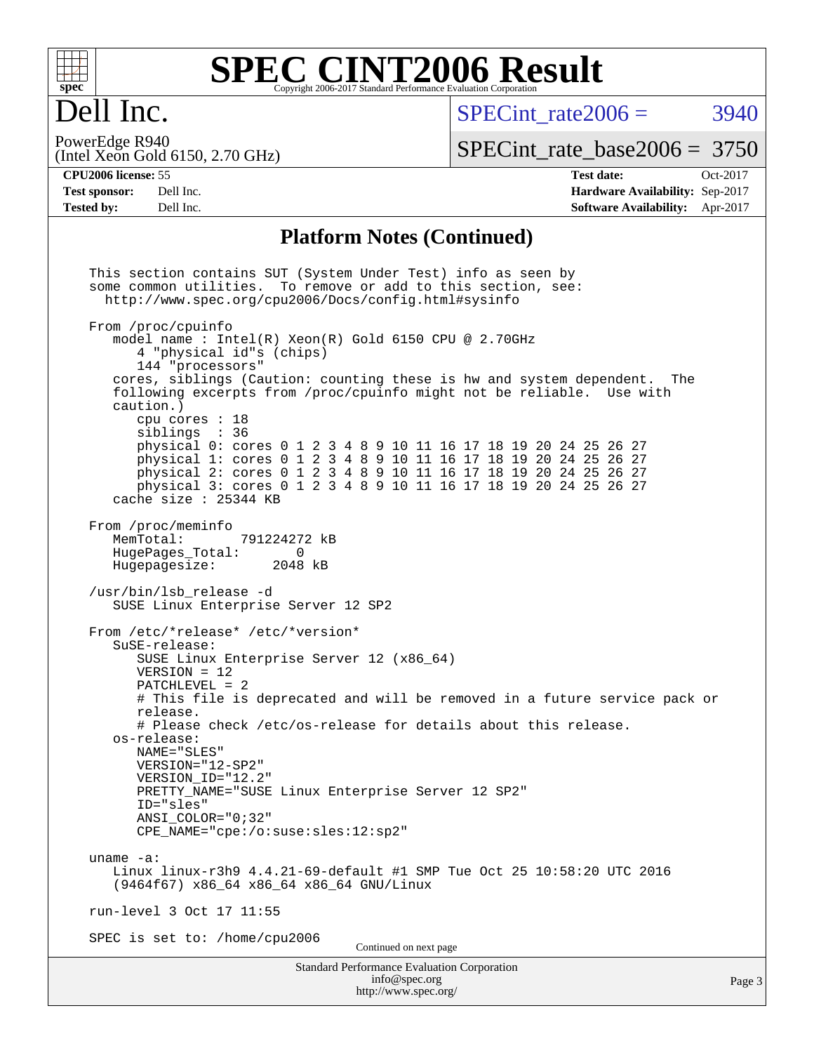# SPEC CINT2006 Result

Copyright 2006-2017 Standard Performance Evaluation Corporation

# Dell Inc.

PowerEdge R940
(Intel Xeon Gold 6150, 2.70 GHz)

SPECint_rate2006 = 3940

SPECint_rate_base2006 = 3750

| | | | |
|---|---|---|---|
| **CPU2006 license:** 55 | | **Test date:** | Oct-2017 |
| **Test sponsor:** | Dell Inc. | **Hardware Availability:** | Sep-2017 |
| **Tested by:** | Dell Inc. | **Software Availability:** | Apr-2017 |

## Platform Notes (Continued)

```
This section contains SUT (System Under Test) info as seen by
some common utilities.  To remove or add to this section, see:
  http://www.spec.org/cpu2006/Docs/config.html#sysinfo

From /proc/cpuinfo
   model name : Intel(R) Xeon(R) Gold 6150 CPU @ 2.70GHz
      4 "physical id"s (chips)
      144 "processors"
   cores, siblings (Caution: counting these is hw and system dependent.  The
   following excerpts from /proc/cpuinfo might not be reliable.  Use with
   caution.)
      cpu cores : 18
      siblings  : 36
      physical 0: cores 0 1 2 3 4 8 9 10 11 16 17 18 19 20 24 25 26 27
      physical 1: cores 0 1 2 3 4 8 9 10 11 16 17 18 19 20 24 25 26 27
      physical 2: cores 0 1 2 3 4 8 9 10 11 16 17 18 19 20 24 25 26 27
      physical 3: cores 0 1 2 3 4 8 9 10 11 16 17 18 19 20 24 25 26 27
   cache size : 25344 KB

From /proc/meminfo
   MemTotal:       791224272 kB
   HugePages_Total:       0
   Hugepagesize:       2048 kB

/usr/bin/lsb_release -d
   SUSE Linux Enterprise Server 12 SP2

From /etc/*release* /etc/*version*
   SuSE-release:
      SUSE Linux Enterprise Server 12 (x86_64)
      VERSION = 12
      PATCHLEVEL = 2
      # This file is deprecated and will be removed in a future service pack or
      release.
      # Please check /etc/os-release for details about this release.
   os-release:
      NAME="SLES"
      VERSION="12-SP2"
      VERSION_ID="12.2"
      PRETTY_NAME="SUSE Linux Enterprise Server 12 SP2"
      ID="sles"
      ANSI_COLOR="0;32"
      CPE_NAME="cpe:/o:suse:sles:12:sp2"

uname -a:
   Linux linux-r3h9 4.4.21-69-default #1 SMP Tue Oct 25 10:58:20 UTC 2016
   (9464f67) x86_64 x86_64 x86_64 GNU/Linux

run-level 3 Oct 17 11:55

SPEC is set to: /home/cpu2006
```

Continued on next page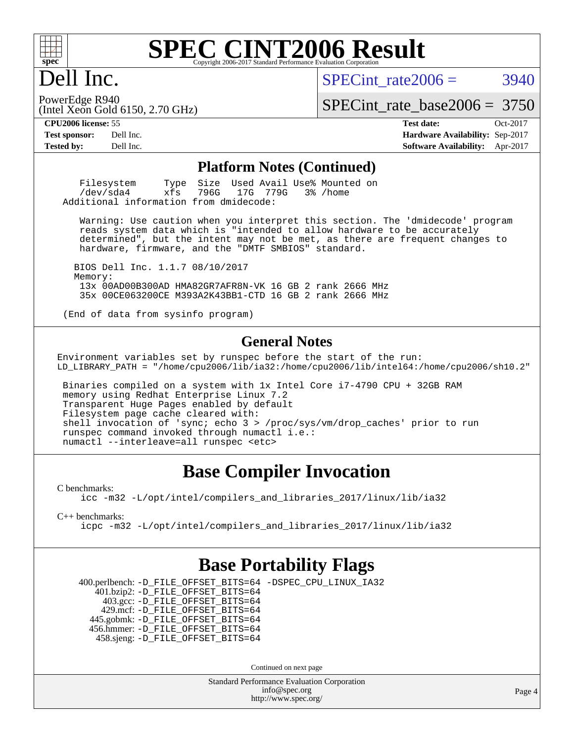# SPEC CINT2006 Result

Copyright 2006-2017 Standard Performance Evaluation Corporation

**Dell Inc.**

PowerEdge R940
(Intel Xeon Gold 6150, 2.70 GHz)

SPECint_rate2006 = 3940

SPECint_rate_base2006 = 3750

| | | | |
|---|---|---|---|
| **CPU2006 license:** 55 | | **Test date:** | Oct-2017 |
| **Test sponsor:** | Dell Inc. | **Hardware Availability:** | Sep-2017 |
| **Tested by:** | Dell Inc. | **Software Availability:** | Apr-2017 |

## Platform Notes (Continued)

```
    Filesystem     Type  Size  Used Avail Use% Mounted on
    /dev/sda4      xfs   796G   17G  779G   3% /home
 Additional information from dmidecode:

    Warning: Use caution when you interpret this section. The 'dmidecode' program
    reads system data which is "intended to allow hardware to be accurately
    determined", but the intent may not be met, as there are frequent changes to
    hardware, firmware, and the "DMTF SMBIOS" standard.

   BIOS Dell Inc. 1.1.7 08/10/2017
   Memory:
    13x 00AD00B300AD HMA82GR7AFR8N-VK 16 GB 2 rank 2666 MHz
    35x 00CE063200CE M393A2K43BB1-CTD 16 GB 2 rank 2666 MHz

 (End of data from sysinfo program)
```

## General Notes

```
Environment variables set by runspec before the start of the run:
LD_LIBRARY_PATH = "/home/cpu2006/lib/ia32:/home/cpu2006/lib/intel64:/home/cpu2006/sh10.2"

 Binaries compiled on a system with 1x Intel Core i7-4790 CPU + 32GB RAM
 memory using Redhat Enterprise Linux 7.2
 Transparent Huge Pages enabled by default
 Filesystem page cache cleared with:
 shell invocation of 'sync; echo 3 > /proc/sys/vm/drop_caches' prior to run
 runspec command invoked through numactl i.e.:
 numactl --interleave=all runspec <etc>
```

## Base Compiler Invocation

C benchmarks:

```
icc -m32 -L/opt/intel/compilers_and_libraries_2017/linux/lib/ia32
```

C++ benchmarks:

```
icpc -m32 -L/opt/intel/compilers_and_libraries_2017/linux/lib/ia32
```

## Base Portability Flags

400.perlbench: -D_FILE_OFFSET_BITS=64 -DSPEC_CPU_LINUX_IA32
401.bzip2: -D_FILE_OFFSET_BITS=64
403.gcc: -D_FILE_OFFSET_BITS=64
429.mcf: -D_FILE_OFFSET_BITS=64
445.gobmk: -D_FILE_OFFSET_BITS=64
456.hmmer: -D_FILE_OFFSET_BITS=64
458.sjeng: -D_FILE_OFFSET_BITS=64

Continued on next page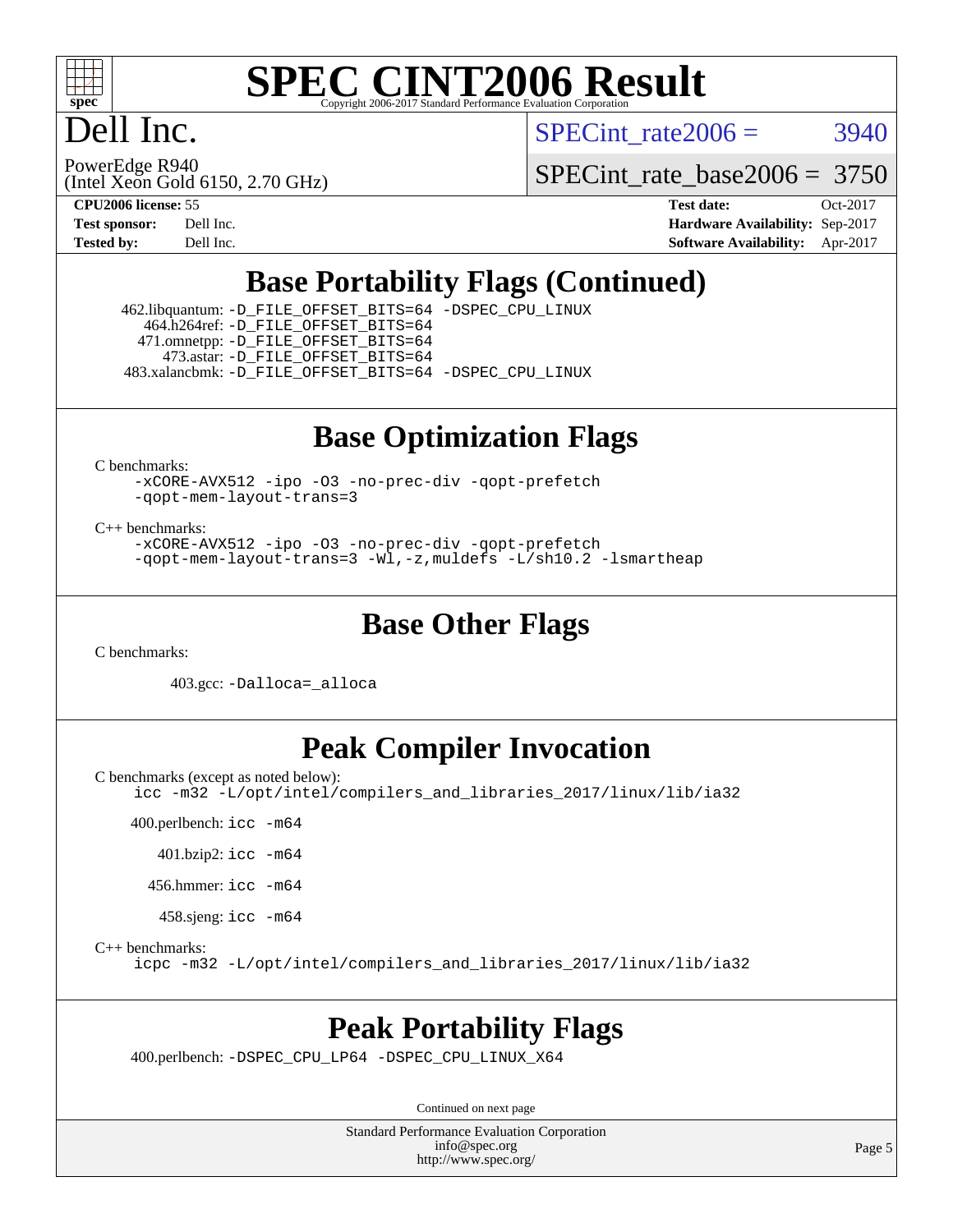# Dell Inc.

PowerEdge R940
(Intel Xeon Gold 6150, 2.70 GHz)

SPECint_rate2006 = 3940

SPECint_rate_base2006 = 3750

**CPU2006 license:** 55
**Test sponsor:** Dell Inc.
**Tested by:** Dell Inc.

**Test date:** Oct-2017
**Hardware Availability:** Sep-2017
**Software Availability:** Apr-2017

## Base Portability Flags (Continued)

462.libquantum: `-D_FILE_OFFSET_BITS=64 -DSPEC_CPU_LINUX`
464.h264ref: `-D_FILE_OFFSET_BITS=64`
471.omnetpp: `-D_FILE_OFFSET_BITS=64`
473.astar: `-D_FILE_OFFSET_BITS=64`
483.xalancbmk: `-D_FILE_OFFSET_BITS=64 -DSPEC_CPU_LINUX`

## Base Optimization Flags

C benchmarks:
`-xCORE-AVX512 -ipo -O3 -no-prec-div -qopt-prefetch -qopt-mem-layout-trans=3`

C++ benchmarks:
`-xCORE-AVX512 -ipo -O3 -no-prec-div -qopt-prefetch -qopt-mem-layout-trans=3 -Wl,-z,muldefs -L/sh10.2 -lsmartheap`

## Base Other Flags

C benchmarks:

403.gcc: `-Dalloca=_alloca`

## Peak Compiler Invocation

C benchmarks (except as noted below):
`icc -m32 -L/opt/intel/compilers_and_libraries_2017/linux/lib/ia32`

400.perlbench: `icc -m64`

401.bzip2: `icc -m64`

456.hmmer: `icc -m64`

458.sjeng: `icc -m64`

C++ benchmarks:
`icpc -m32 -L/opt/intel/compilers_and_libraries_2017/linux/lib/ia32`

## Peak Portability Flags

400.perlbench: `-DSPEC_CPU_LP64 -DSPEC_CPU_LINUX_X64`

Continued on next page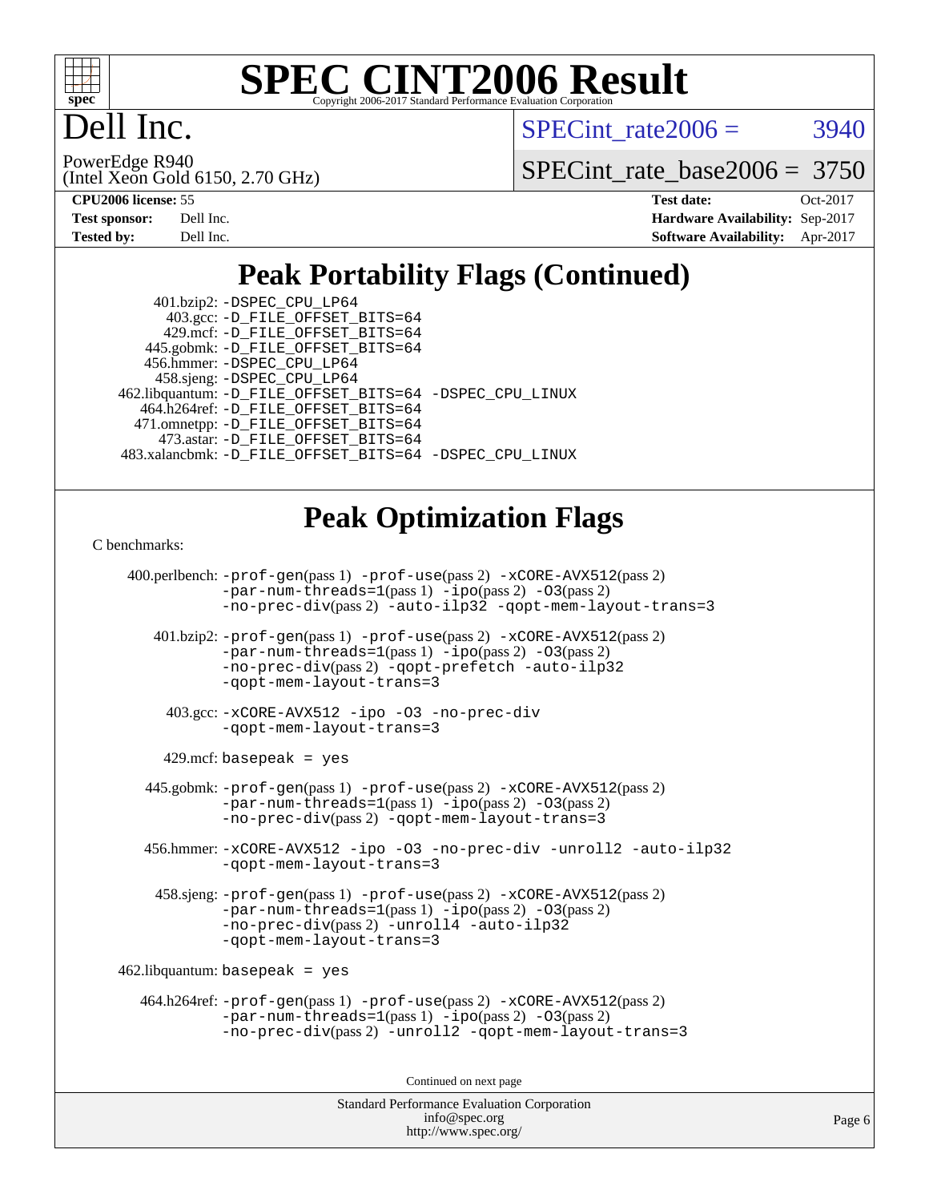# SPEC CINT2006 Result

Copyright 2006-2017 Standard Performance Evaluation Corporation

# Dell Inc.

PowerEdge R940
(Intel Xeon Gold 6150, 2.70 GHz)

SPECint_rate2006 = 3940

SPECint_rate_base2006 = 3750

**CPU2006 license:** 55
**Test sponsor:** Dell Inc.
**Tested by:** Dell Inc.

**Test date:** Oct-2017
**Hardware Availability:** Sep-2017
**Software Availability:** Apr-2017

## Peak Portability Flags (Continued)

401.bzip2: -DSPEC_CPU_LP64
403.gcc: -D_FILE_OFFSET_BITS=64
429.mcf: -D_FILE_OFFSET_BITS=64
445.gobmk: -D_FILE_OFFSET_BITS=64
456.hmmer: -DSPEC_CPU_LP64
458.sjeng: -DSPEC_CPU_LP64
462.libquantum: -D_FILE_OFFSET_BITS=64 -DSPEC_CPU_LINUX
464.h264ref: -D_FILE_OFFSET_BITS=64
471.omnetpp: -D_FILE_OFFSET_BITS=64
473.astar: -D_FILE_OFFSET_BITS=64
483.xalancbmk: -D_FILE_OFFSET_BITS=64 -DSPEC_CPU_LINUX

## Peak Optimization Flags

C benchmarks:

400.perlbench: -prof-gen(pass 1) -prof-use(pass 2) -xCORE-AVX512(pass 2) -par-num-threads=1(pass 1) -ipo(pass 2) -O3(pass 2) -no-prec-div(pass 2) -auto-ilp32 -qopt-mem-layout-trans=3

401.bzip2: -prof-gen(pass 1) -prof-use(pass 2) -xCORE-AVX512(pass 2) -par-num-threads=1(pass 1) -ipo(pass 2) -O3(pass 2) -no-prec-div(pass 2) -qopt-prefetch -auto-ilp32 -qopt-mem-layout-trans=3

403.gcc: -xCORE-AVX512 -ipo -O3 -no-prec-div -qopt-mem-layout-trans=3

429.mcf: basepeak = yes

445.gobmk: -prof-gen(pass 1) -prof-use(pass 2) -xCORE-AVX512(pass 2) -par-num-threads=1(pass 1) -ipo(pass 2) -O3(pass 2) -no-prec-div(pass 2) -qopt-mem-layout-trans=3

456.hmmer: -xCORE-AVX512 -ipo -O3 -no-prec-div -unroll2 -auto-ilp32 -qopt-mem-layout-trans=3

458.sjeng: -prof-gen(pass 1) -prof-use(pass 2) -xCORE-AVX512(pass 2) -par-num-threads=1(pass 1) -ipo(pass 2) -O3(pass 2) -no-prec-div(pass 2) -unroll4 -auto-ilp32 -qopt-mem-layout-trans=3

462.libquantum: basepeak = yes

464.h264ref: -prof-gen(pass 1) -prof-use(pass 2) -xCORE-AVX512(pass 2) -par-num-threads=1(pass 1) -ipo(pass 2) -O3(pass 2) -no-prec-div(pass 2) -unroll2 -qopt-mem-layout-trans=3

Continued on next page

Standard Performance Evaluation Corporation
info@spec.org
http://www.spec.org/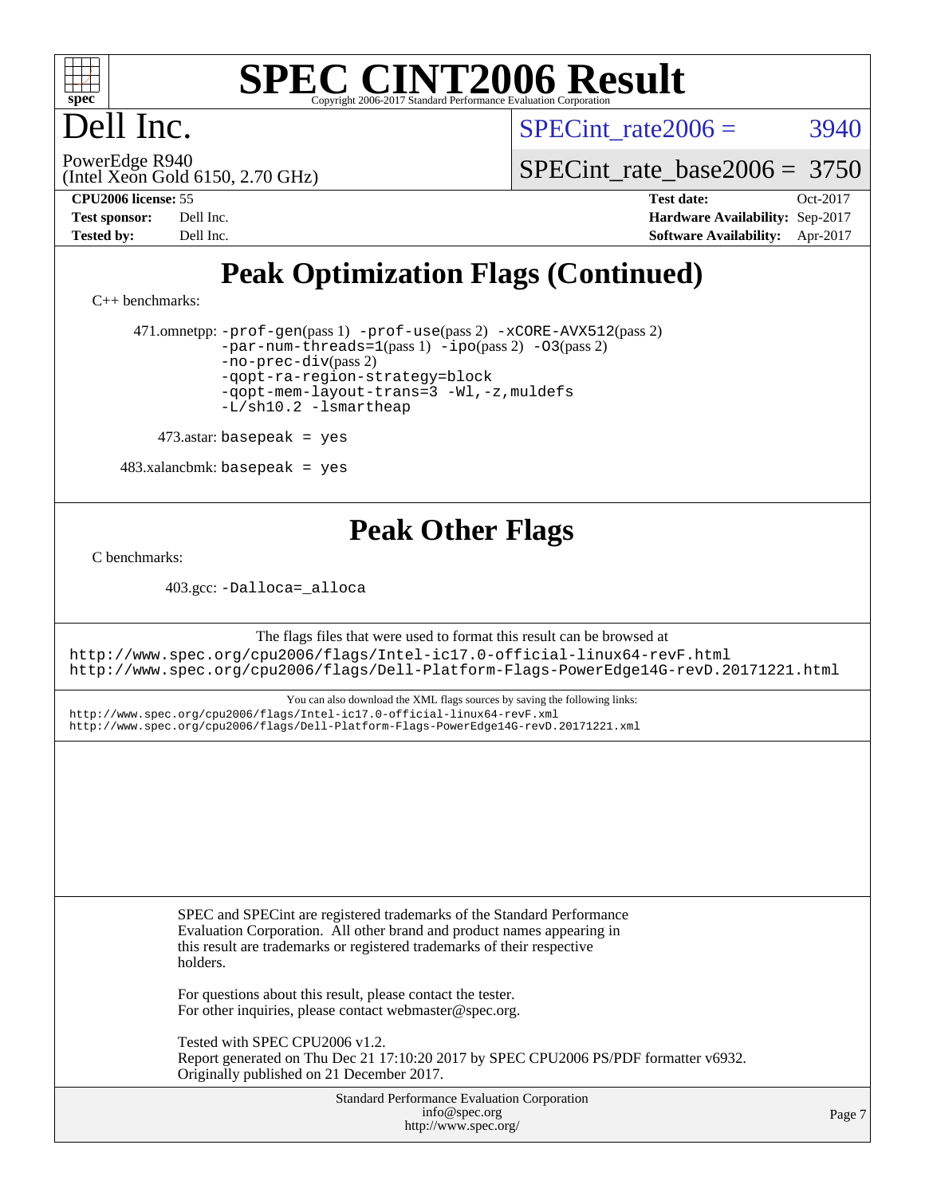# SPEC CINT2006 Result

Copyright 2006-2017 Standard Performance Evaluation Corporation

# Dell Inc.

PowerEdge R940
(Intel Xeon Gold 6150, 2.70 GHz)

SPECint_rate2006 = 3940

SPECint_rate_base2006 = 3750

**CPU2006 license:** 55
**Test sponsor:** Dell Inc.
**Tested by:** Dell Inc.

**Test date:** Oct-2017
**Hardware Availability:** Sep-2017
**Software Availability:** Apr-2017

## Peak Optimization Flags (Continued)

C++ benchmarks:

471.omnetpp: `-prof-gen`(pass 1) `-prof-use`(pass 2) `-xCORE-AVX512`(pass 2) `-par-num-threads=1`(pass 1) `-ipo`(pass 2) `-O3`(pass 2) `-no-prec-div`(pass 2) `-qopt-ra-region-strategy=block` `-qopt-mem-layout-trans=3` `-Wl,-z,muldefs` `-L/sh10.2 -lsmartheap`

473.astar: `basepeak = yes`

483.xalancbmk: `basepeak = yes`

## Peak Other Flags

C benchmarks:

403.gcc: `-Dalloca=_alloca`

The flags files that were used to format this result can be browsed at
http://www.spec.org/cpu2006/flags/Intel-ic17.0-official-linux64-revF.html
http://www.spec.org/cpu2006/flags/Dell-Platform-Flags-PowerEdge14G-revD.20171221.html

You can also download the XML flags sources by saving the following links:
http://www.spec.org/cpu2006/flags/Intel-ic17.0-official-linux64-revF.xml
http://www.spec.org/cpu2006/flags/Dell-Platform-Flags-PowerEdge14G-revD.20171221.xml

SPEC and SPECint are registered trademarks of the Standard Performance Evaluation Corporation. All other brand and product names appearing in this result are trademarks or registered trademarks of their respective holders.

For questions about this result, please contact the tester.
For other inquiries, please contact webmaster@spec.org.

Tested with SPEC CPU2006 v1.2.
Report generated on Thu Dec 21 17:10:20 2017 by SPEC CPU2006 PS/PDF formatter v6932.
Originally published on 21 December 2017.